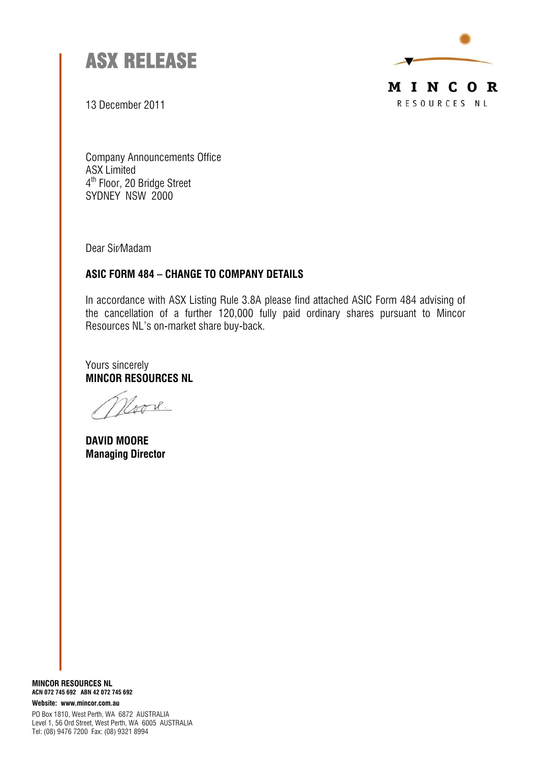# ASX RELEASE

MINCOR
RESOURCES NL

13 December 2011

Company Announcements Office
ASX Limited
4th Floor, 20 Bridge Street
SYDNEY NSW 2000

Dear Sir/Madam

**ASIC FORM 484 – CHANGE TO COMPANY DETAILS**

In accordance with ASX Listing Rule 3.8A please find attached ASIC Form 484 advising of the cancellation of a further 120,000 fully paid ordinary shares pursuant to Mincor Resources NL's on-market share buy-back.

Yours sincerely
**MINCOR RESOURCES NL**

**DAVID MOORE**
**Managing Director**

**MINCOR RESOURCES NL**
**ACN 072 745 692 ABN 42 072 745 692**
**Website: www.mincor.com.au**
PO Box 1810, West Perth, WA 6872 AUSTRALIA
Level 1, 56 Ord Street, West Perth, WA 6005 AUSTRALIA
Tel: (08) 9476 7200 Fax: (08) 9321 8994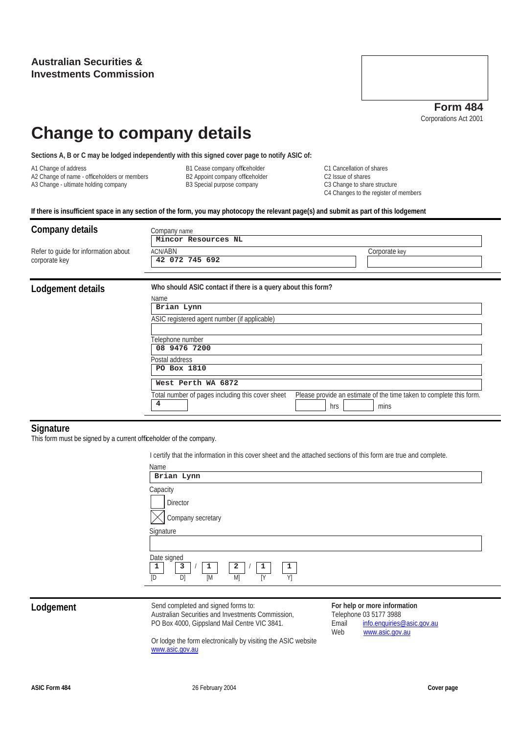**Australian Securities & Investments Commission**

**Form 484**
Corporations Act 2001

# Change to company details

**Sections A, B or C may be lodged independently with this signed cover page to notify ASIC of:**

A1 Change of address
A2 Change of name - officeholders or members
A3 Change - ultimate holding company

B1 Cease company officeholder
B2 Appoint company officeholder
B3 Special purpose company

C1 Cancellation of shares
C2 Issue of shares
C3 Change to share structure
C4 Changes to the register of members

**If there is insufficient space in any section of the form, you may photocopy the relevant page(s) and submit as part of this lodgement**

## Company details

Refer to guide for information about corporate key

Company name
Mincor Resources NL

ACN/ABN
42 072 745 692

Corporate key

## Lodgement details

**Who should ASIC contact if there is a query about this form?**

Name
Brian Lynn

ASIC registered agent number (if applicable)

Telephone number
08 9476 7200

Postal address
PO Box 1810
West Perth WA 6872

Total number of pages including this cover sheet
4

Please provide an estimate of the time taken to complete this form.
hrs mins

## Signature

This form must be signed by a current officeholder of the company.

I certify that the information in this cover sheet and the attached sections of this form are true and complete.

Name
Brian Lynn

Capacity
☐ Director
☒ Company secretary

Signature

Date signed
1 3 / 1 2 / 1 1
[D D] [M M] [Y Y]

## Lodgement

Send completed and signed forms to:
Australian Securities and Investments Commission,
PO Box 4000, Gippsland Mail Centre VIC 3841.

Or lodge the form electronically by visiting the ASIC website
www.asic.gov.au

**For help or more information**
Telephone 03 5177 3988
Email info.enquiries@asic.gov.au
Web www.asic.gov.au

**ASIC Form 484** 26 February 2004 **Cover page**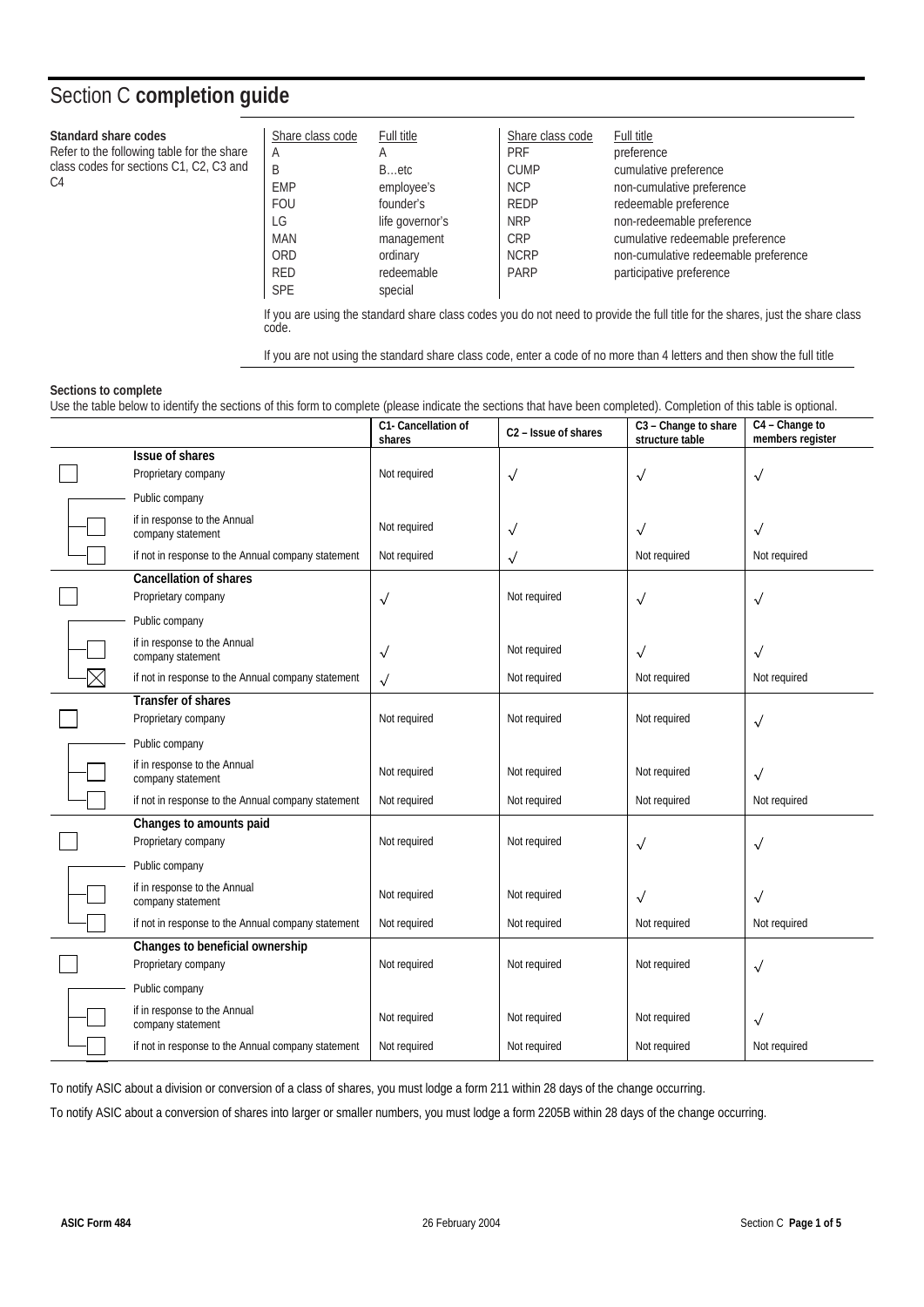# Section C **completion guide**

**Standard share codes**
Refer to the following table for the share class codes for sections C1, C2, C3 and C4

| Share class code | Full title | Share class code | Full title |
|---|---|---|---|
| A | A | PRF | preference |
| B | B…etc | CUMP | cumulative preference |
| EMP | employee's | NCP | non-cumulative preference |
| FOU | founder's | REDP | redeemable preference |
| LG | life governor's | NRP | non-redeemable preference |
| MAN | management | CRP | cumulative redeemable preference |
| ORD | ordinary | NCRP | non-cumulative redeemable preference |
| RED | redeemable | PARP | participative preference |
| SPE | special | | |

If you are using the standard share class codes you do not need to provide the full title for the shares, just the share class code.

If you are not using the standard share class code, enter a code of no more than 4 letters and then show the full title

**Sections to complete**
Use the table below to identify the sections of this form to complete (please indicate the sections that have been completed). Completion of this table is optional.

| | | C1- Cancellation of shares | C2 – Issue of shares | C3 – Change to share structure table | C4 – Change to members register |
|---|---|---|---|---|---|
| | **Issue of shares** | | | | |
| ☐ | Proprietary company | Not required | √ | √ | √ |
| | Public company | | | | |
| ☐ | if in response to the Annual company statement | Not required | √ | √ | √ |
| ☐ | if not in response to the Annual company statement | Not required | √ | Not required | Not required |
| | **Cancellation of shares** | | | | |
| ☐ | Proprietary company | √ | Not required | √ | √ |
| | Public company | | | | |
| ☐ | if in response to the Annual company statement | √ | Not required | √ | √ |
| ☒ | if not in response to the Annual company statement | √ | Not required | Not required | Not required |
| | **Transfer of shares** | | | | |
| ☐ | Proprietary company | Not required | Not required | Not required | √ |
| | Public company | | | | |
| ☐ | if in response to the Annual company statement | Not required | Not required | Not required | √ |
| ☐ | if not in response to the Annual company statement | Not required | Not required | Not required | Not required |
| | **Changes to amounts paid** | | | | |
| ☐ | Proprietary company | Not required | Not required | √ | √ |
| | Public company | | | | |
| ☐ | if in response to the Annual company statement | Not required | Not required | √ | √ |
| ☐ | if not in response to the Annual company statement | Not required | Not required | Not required | Not required |
| | **Changes to beneficial ownership** | | | | |
| ☐ | Proprietary company | Not required | Not required | Not required | √ |
| | Public company | | | | |
| ☐ | if in response to the Annual company statement | Not required | Not required | Not required | √ |
| ☐ | if not in response to the Annual company statement | Not required | Not required | Not required | Not required |

To notify ASIC about a division or conversion of a class of shares, you must lodge a form 211 within 28 days of the change occurring.

To notify ASIC about a conversion of shares into larger or smaller numbers, you must lodge a form 2205B within 28 days of the change occurring.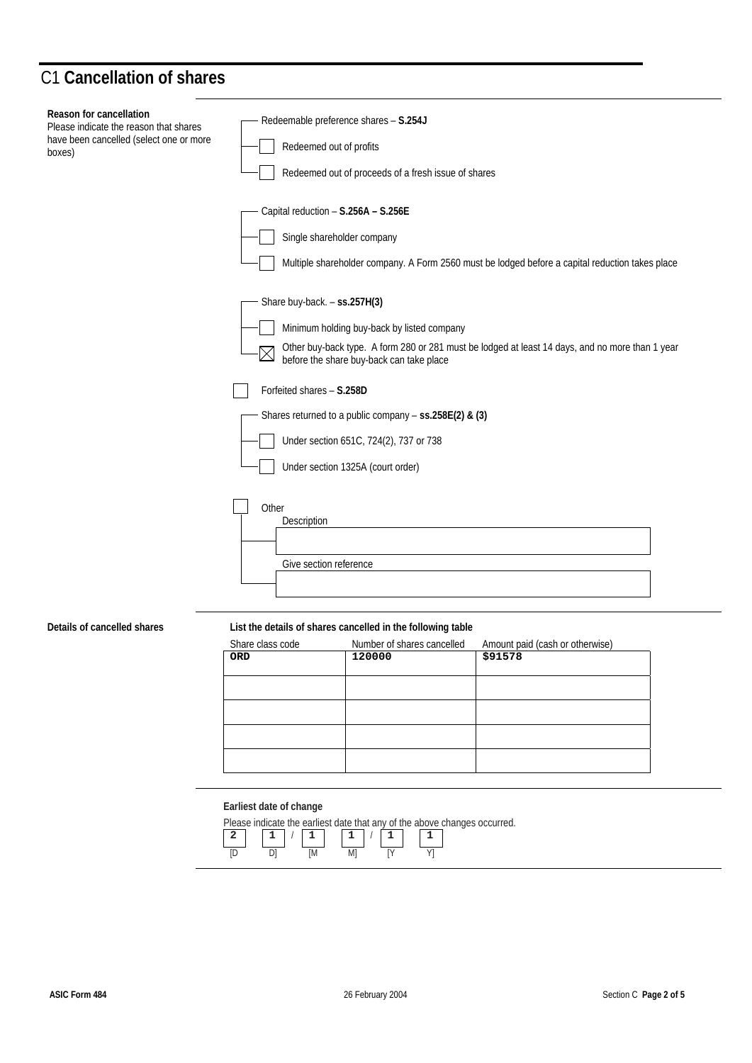## C1 **Cancellation of shares**

**Reason for cancellation**
Please indicate the reason that shares have been cancelled (select one or more boxes)

Redeemable preference shares – **S.254J**

- [ ] Redeemed out of profits
- [ ] Redeemed out of proceeds of a fresh issue of shares

Capital reduction – **S.256A – S.256E**

- [ ] Single shareholder company
- [ ] Multiple shareholder company. A Form 2560 must be lodged before a capital reduction takes place

Share buy-back. – **ss.257H(3)**

- [ ] Minimum holding buy-back by listed company
- [x] Other buy-back type. A form 280 or 281 must be lodged at least 14 days, and no more than 1 year before the share buy-back can take place

- [ ] Forfeited shares – **S.258D**

Shares returned to a public company – **ss.258E(2) & (3)**

- [ ] Under section 651C, 724(2), 737 or 738
- [ ] Under section 1325A (court order)

- [ ] Other

Description

Give section reference

**Details of cancelled shares**

**List the details of shares cancelled in the following table**

| Share class code | Number of shares cancelled | Amount paid (cash or otherwise) |
|---|---|---|
| ORD | 120000 | $91578 |
| | | |
| | | |
| | | |
| | | |

**Earliest date of change**

Please indicate the earliest date that any of the above changes occurred.

21 / 11 / 11
[D D] [M M] [Y Y]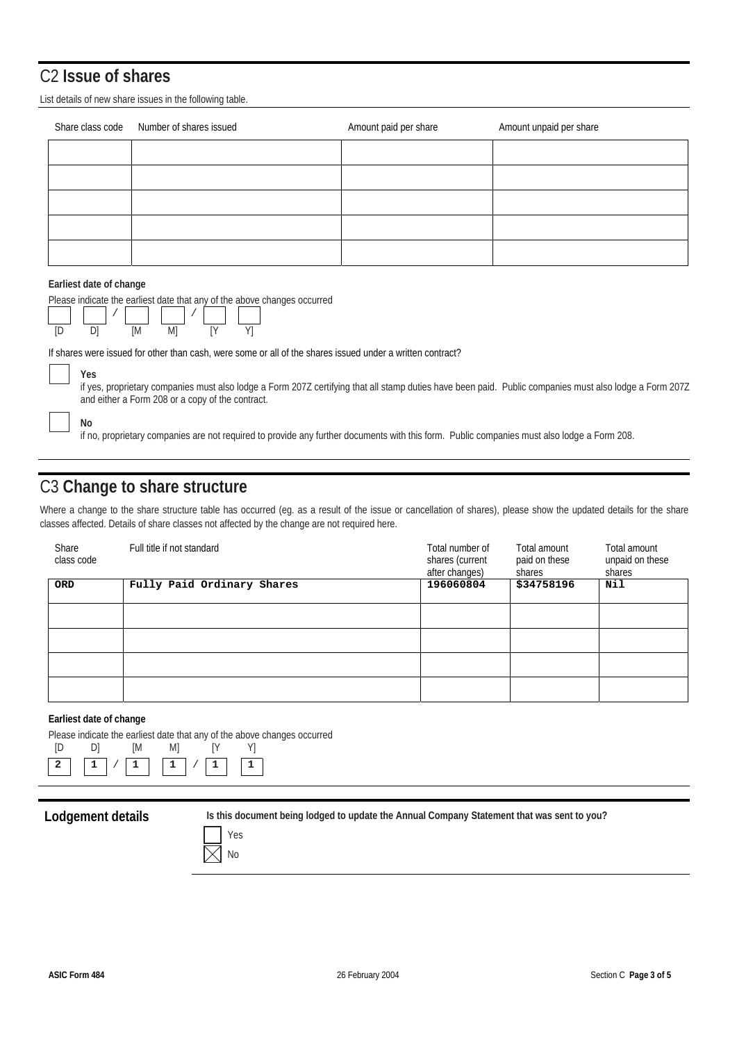## C2 Issue of shares

List details of new share issues in the following table.

| Share class code | Number of shares issued | Amount paid per share | Amount unpaid per share |
|---|---|---|---|
| | | | |
| | | | |
| | | | |
| | | | |
| | | | |

**Earliest date of change**

Please indicate the earliest date that any of the above changes occurred

[D D] / [M M] / [Y Y]

If shares were issued for other than cash, were some or all of the shares issued under a written contract?

☐ **Yes**
if yes, proprietary companies must also lodge a Form 207Z certifying that all stamp duties have been paid. Public companies must also lodge a Form 207Z and either a Form 208 or a copy of the contract.

☐ **No**
if no, proprietary companies are not required to provide any further documents with this form. Public companies must also lodge a Form 208.

## C3 Change to share structure

Where a change to the share structure table has occurred (eg. as a result of the issue or cancellation of shares), please show the updated details for the share classes affected. Details of share classes not affected by the change are not required here.

| Share class code | Full title if not standard | Total number of shares (current after changes) | Total amount paid on these shares | Total amount unpaid on these shares |
|---|---|---|---|---|
| ORD | Fully Paid Ordinary Shares | 196060804 | $34758196 | Nil |
| | | | | |
| | | | | |
| | | | | |
| | | | | |

**Earliest date of change**

Please indicate the earliest date that any of the above changes occurred

[D D] [M M] [Y Y]
2 1 / 1 1 / 1 1

**Lodgement details**

**Is this document being lodged to update the Annual Company Statement that was sent to you?**

☐ Yes
☒ No